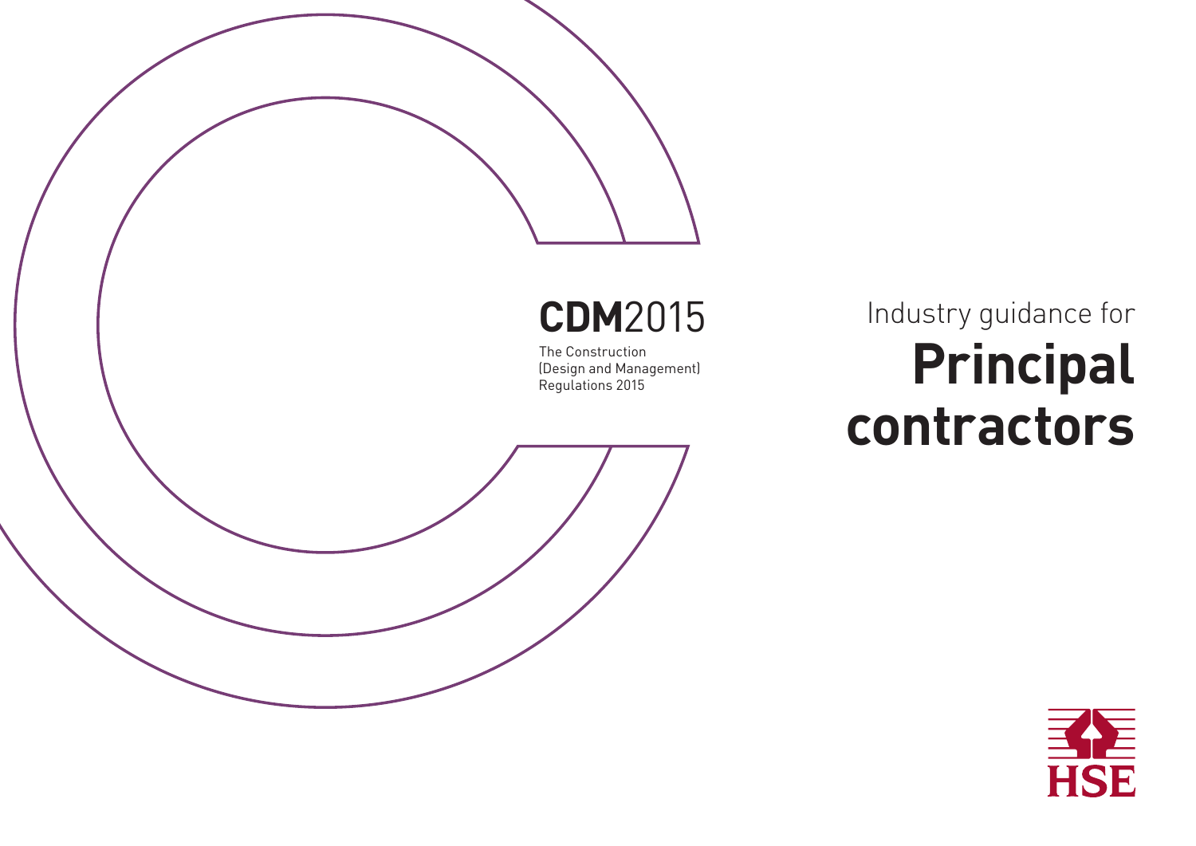**CDM**2015

The Construction (Design and Management) Regulations 2015

Industry guidance for

# Principal contractors

HSE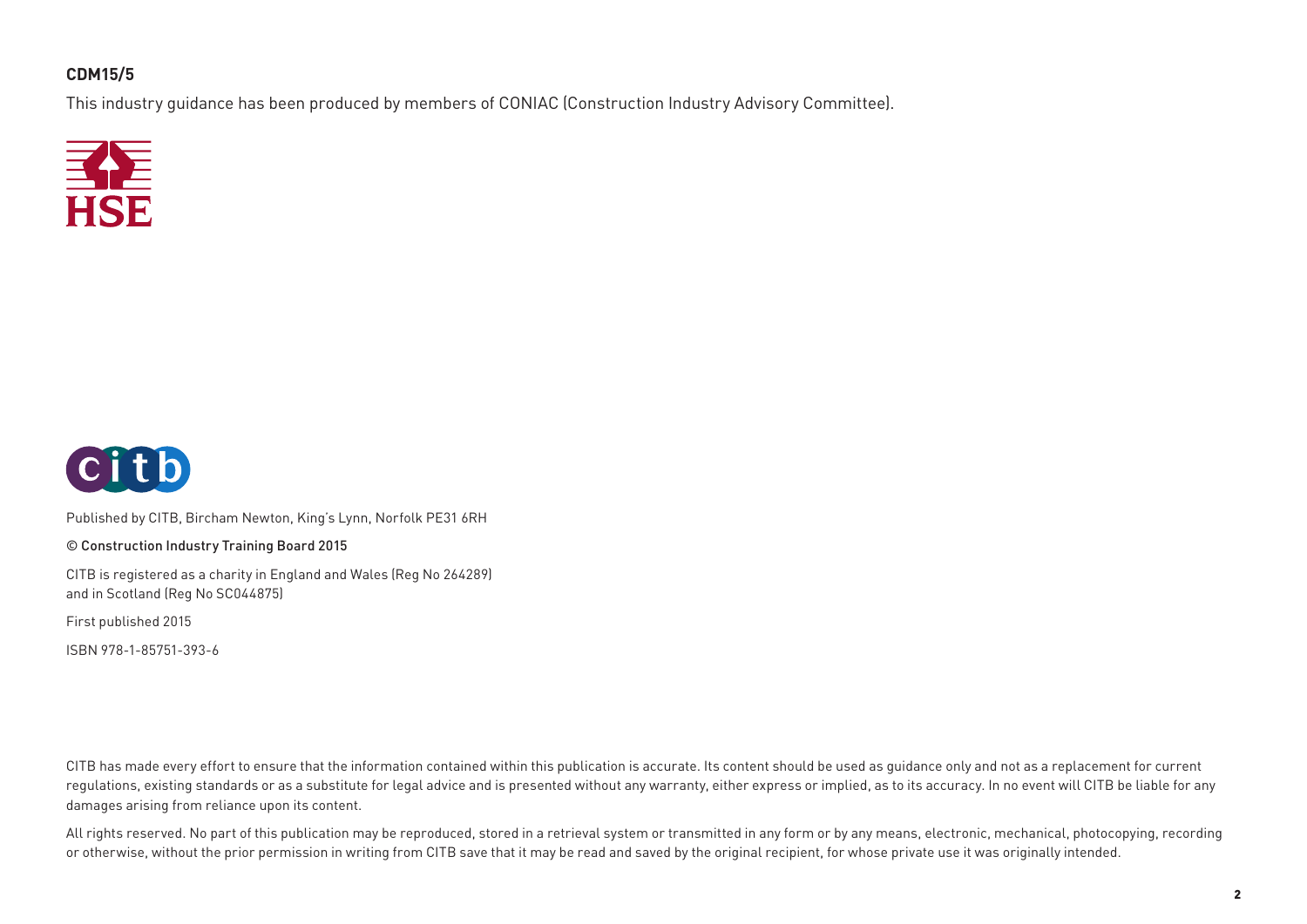**CDM15/5**

This industry guidance has been produced by members of CONIAC (Construction Industry Advisory Committee).

Published by CITB, Bircham Newton, King's Lynn, Norfolk PE31 6RH

© Construction Industry Training Board 2015

CITB is registered as a charity in England and Wales (Reg No 264289) and in Scotland (Reg No SC044875)

First published 2015

ISBN 978-1-85751-393-6

CITB has made every effort to ensure that the information contained within this publication is accurate. Its content should be used as guidance only and not as a replacement for current regulations, existing standards or as a substitute for legal advice and is presented without any warranty, either express or implied, as to its accuracy. In no event will CITB be liable for any damages arising from reliance upon its content.

All rights reserved. No part of this publication may be reproduced, stored in a retrieval system or transmitted in any form or by any means, electronic, mechanical, photocopying, recording or otherwise, without the prior permission in writing from CITB save that it may be read and saved by the original recipient, for whose private use it was originally intended.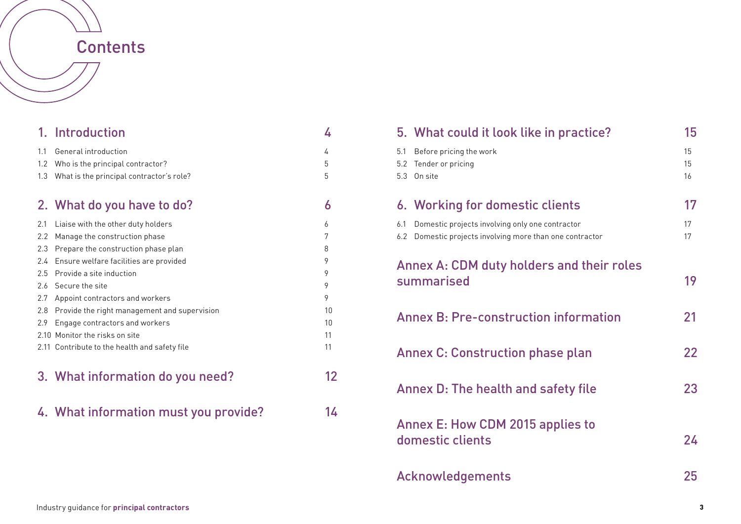# Contents

| | |
|---|---|
| **1. Introduction** | **4** |
| 1.1 General introduction | 4 |
| 1.2 Who is the principal contractor? | 5 |
| 1.3 What is the principal contractor's role? | 5 |
| **2. What do you have to do?** | **6** |
| 2.1 Liaise with the other duty holders | 6 |
| 2.2 Manage the construction phase | 7 |
| 2.3 Prepare the construction phase plan | 8 |
| 2.4 Ensure welfare facilities are provided | 9 |
| 2.5 Provide a site induction | 9 |
| 2.6 Secure the site | 9 |
| 2.7 Appoint contractors and workers | 9 |
| 2.8 Provide the right management and supervision | 10 |
| 2.9 Engage contractors and workers | 10 |
| 2.10 Monitor the risks on site | 11 |
| 2.11 Contribute to the health and safety file | 11 |
| **3. What information do you need?** | **12** |
| **4. What information must you provide?** | **14** |
| **5. What could it look like in practice?** | **15** |
| 5.1 Before pricing the work | 15 |
| 5.2 Tender or pricing | 15 |
| 5.3 On site | 16 |
| **6. Working for domestic clients** | **17** |
| 6.1 Domestic projects involving only one contractor | 17 |
| 6.2 Domestic projects involving more than one contractor | 17 |
| **Annex A: CDM duty holders and their roles summarised** | **19** |
| **Annex B: Pre-construction information** | **21** |
| **Annex C: Construction phase plan** | **22** |
| **Annex D: The health and safety file** | **23** |
| **Annex E: How CDM 2015 applies to domestic clients** | **24** |
| **Acknowledgements** | **25** |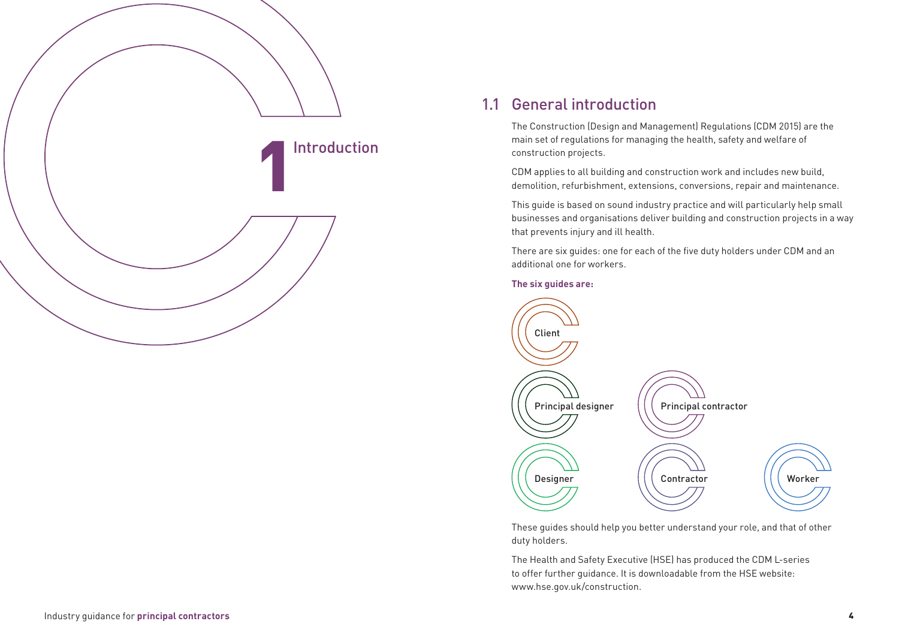# 1 Introduction

## 1.1 General introduction

The Construction (Design and Management) Regulations (CDM 2015) are the main set of regulations for managing the health, safety and welfare of construction projects.

CDM applies to all building and construction work and includes new build, demolition, refurbishment, extensions, conversions, repair and maintenance.

This guide is based on sound industry practice and will particularly help small businesses and organisations deliver building and construction projects in a way that prevents injury and ill health.

There are six guides: one for each of the five duty holders under CDM and an additional one for workers.

**The six guides are:**

- Client
- Principal designer
- Principal contractor
- Designer
- Contractor
- Worker

These guides should help you better understand your role, and that of other duty holders.

The Health and Safety Executive (HSE) has produced the CDM L-series to offer further guidance. It is downloadable from the HSE website: www.hse.gov.uk/construction.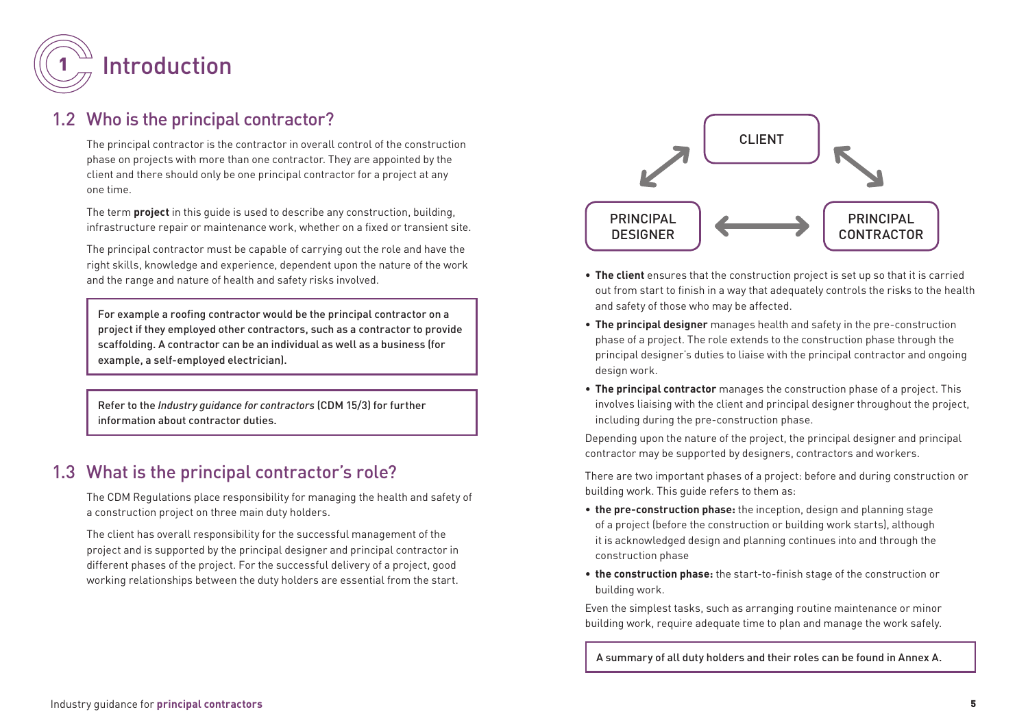# 1 Introduction

## 1.2 Who is the principal contractor?

The principal contractor is the contractor in overall control of the construction phase on projects with more than one contractor. They are appointed by the client and there should only be one principal contractor for a project at any one time.

The term **project** in this guide is used to describe any construction, building, infrastructure repair or maintenance work, whether on a fixed or transient site.

The principal contractor must be capable of carrying out the role and have the right skills, knowledge and experience, dependent upon the nature of the work and the range and nature of health and safety risks involved.

> For example a roofing contractor would be the principal contractor on a project if they employed other contractors, such as a contractor to provide scaffolding. A contractor can be an individual as well as a business (for example, a self-employed electrician).

> Refer to the *Industry guidance for contractors* (CDM 15/3) for further information about contractor duties.

## 1.3 What is the principal contractor's role?

The CDM Regulations place responsibility for managing the health and safety of a construction project on three main duty holders.

The client has overall responsibility for the successful management of the project and is supported by the principal designer and principal contractor in different phases of the project. For the successful delivery of a project, good working relationships between the duty holders are essential from the start.

CLIENT

PRINCIPAL DESIGNER

PRINCIPAL CONTRACTOR

- **The client** ensures that the construction project is set up so that it is carried out from start to finish in a way that adequately controls the risks to the health and safety of those who may be affected.
- **The principal designer** manages health and safety in the pre-construction phase of a project. The role extends to the construction phase through the principal designer's duties to liaise with the principal contractor and ongoing design work.
- **The principal contractor** manages the construction phase of a project. This involves liaising with the client and principal designer throughout the project, including during the pre-construction phase.

Depending upon the nature of the project, the principal designer and principal contractor may be supported by designers, contractors and workers.

There are two important phases of a project: before and during construction or building work. This guide refers to them as:

- **the pre-construction phase:** the inception, design and planning stage of a project (before the construction or building work starts), although it is acknowledged design and planning continues into and through the construction phase
- **the construction phase:** the start-to-finish stage of the construction or building work.

Even the simplest tasks, such as arranging routine maintenance or minor building work, require adequate time to plan and manage the work safely.

> A summary of all duty holders and their roles can be found in Annex A.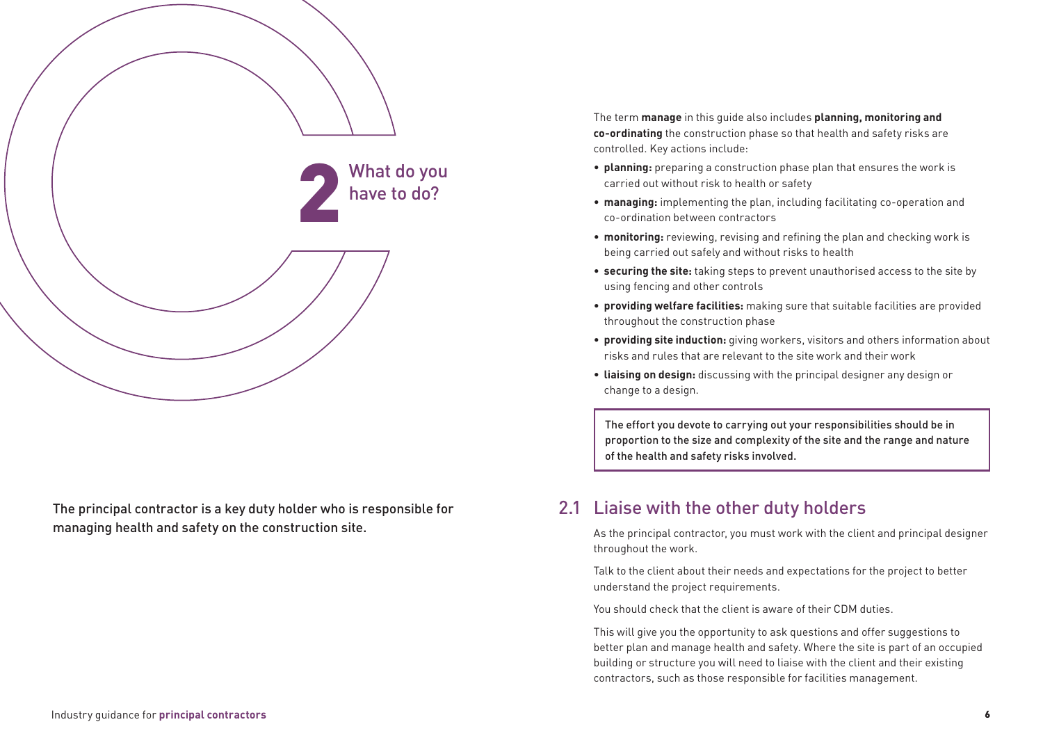# 2 What do you have to do?

The principal contractor is a key duty holder who is responsible for managing health and safety on the construction site.

The term **manage** in this guide also includes **planning, monitoring and co-ordinating** the construction phase so that health and safety risks are controlled. Key actions include:

- **planning:** preparing a construction phase plan that ensures the work is carried out without risk to health or safety
- **managing:** implementing the plan, including facilitating co-operation and co-ordination between contractors
- **monitoring:** reviewing, revising and refining the plan and checking work is being carried out safely and without risks to health
- **securing the site:** taking steps to prevent unauthorised access to the site by using fencing and other controls
- **providing welfare facilities:** making sure that suitable facilities are provided throughout the construction phase
- **providing site induction:** giving workers, visitors and others information about risks and rules that are relevant to the site work and their work
- **liaising on design:** discussing with the principal designer any design or change to a design.

> The effort you devote to carrying out your responsibilities should be in proportion to the size and complexity of the site and the range and nature of the health and safety risks involved.

## 2.1 Liaise with the other duty holders

As the principal contractor, you must work with the client and principal designer throughout the work.

Talk to the client about their needs and expectations for the project to better understand the project requirements.

You should check that the client is aware of their CDM duties.

This will give you the opportunity to ask questions and offer suggestions to better plan and manage health and safety. Where the site is part of an occupied building or structure you will need to liaise with the client and their existing contractors, such as those responsible for facilities management.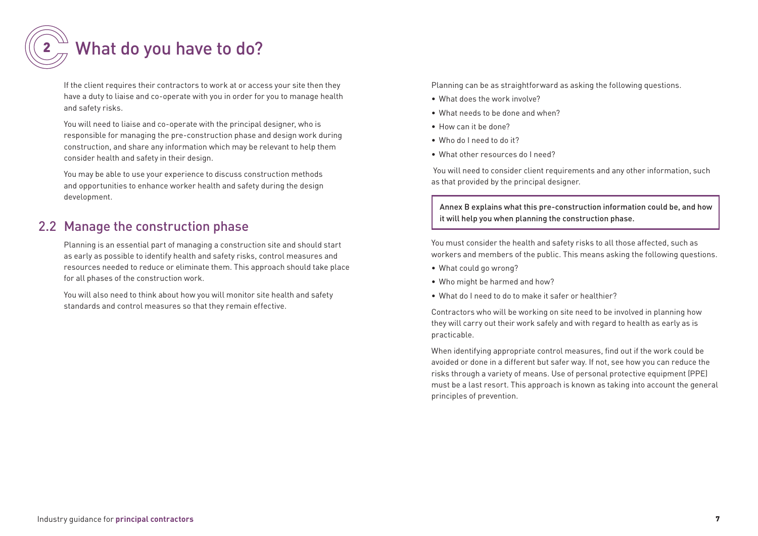# 2 What do you have to do?

If the client requires their contractors to work at or access your site then they have a duty to liaise and co-operate with you in order for you to manage health and safety risks.

You will need to liaise and co-operate with the principal designer, who is responsible for managing the pre-construction phase and design work during construction, and share any information which may be relevant to help them consider health and safety in their design.

You may be able to use your experience to discuss construction methods and opportunities to enhance worker health and safety during the design development.

## 2.2 Manage the construction phase

Planning is an essential part of managing a construction site and should start as early as possible to identify health and safety risks, control measures and resources needed to reduce or eliminate them. This approach should take place for all phases of the construction work.

You will also need to think about how you will monitor site health and safety standards and control measures so that they remain effective.

Planning can be as straightforward as asking the following questions.

- What does the work involve?
- What needs to be done and when?
- How can it be done?
- Who do I need to do it?
- What other resources do I need?

You will need to consider client requirements and any other information, such as that provided by the principal designer.

> Annex B explains what this pre-construction information could be, and how it will help you when planning the construction phase.

You must consider the health and safety risks to all those affected, such as workers and members of the public. This means asking the following questions.

- What could go wrong?
- Who might be harmed and how?
- What do I need to do to make it safer or healthier?

Contractors who will be working on site need to be involved in planning how they will carry out their work safely and with regard to health as early as is practicable.

When identifying appropriate control measures, find out if the work could be avoided or done in a different but safer way. If not, see how you can reduce the risks through a variety of means. Use of personal protective equipment (PPE) must be a last resort. This approach is known as taking into account the general principles of prevention.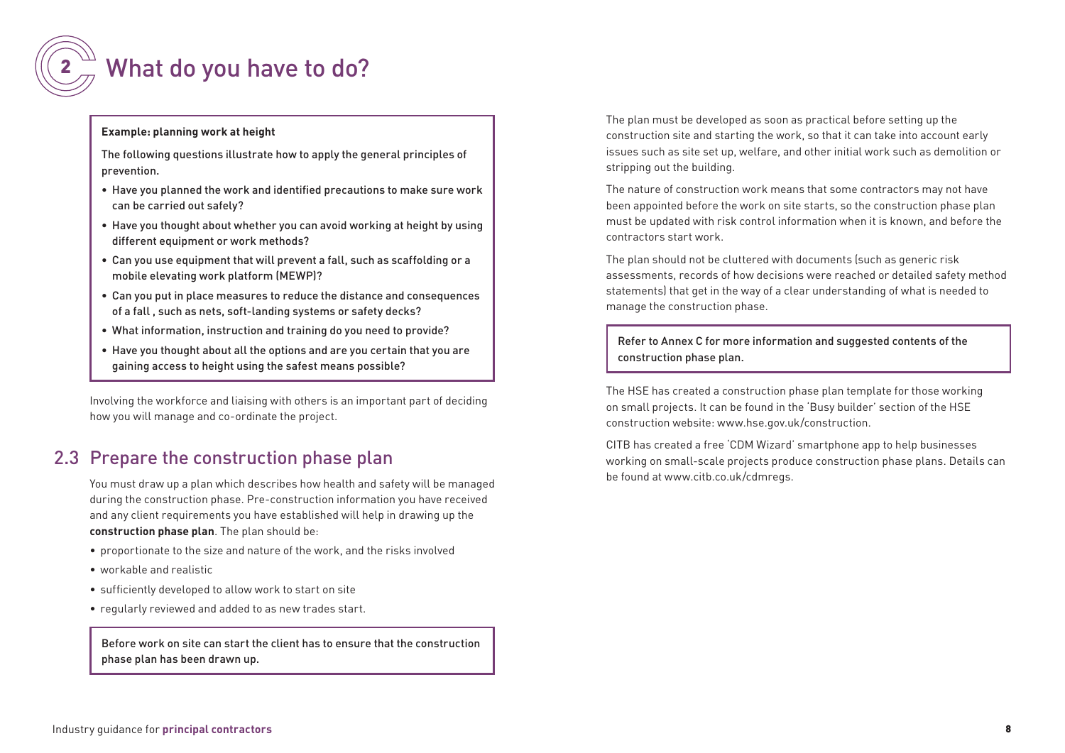# 2 What do you have to do?

**Example: planning work at height**

The following questions illustrate how to apply the general principles of prevention.

- Have you planned the work and identified precautions to make sure work can be carried out safely?
- Have you thought about whether you can avoid working at height by using different equipment or work methods?
- Can you use equipment that will prevent a fall, such as scaffolding or a mobile elevating work platform (MEWP)?
- Can you put in place measures to reduce the distance and consequences of a fall , such as nets, soft-landing systems or safety decks?
- What information, instruction and training do you need to provide?
- Have you thought about all the options and are you certain that you are gaining access to height using the safest means possible?

Involving the workforce and liaising with others is an important part of deciding how you will manage and co-ordinate the project.

## 2.3 Prepare the construction phase plan

You must draw up a plan which describes how health and safety will be managed during the construction phase. Pre-construction information you have received and any client requirements you have established will help in drawing up the **construction phase plan**. The plan should be:

- proportionate to the size and nature of the work, and the risks involved
- workable and realistic
- sufficiently developed to allow work to start on site
- regularly reviewed and added to as new trades start.

Before work on site can start the client has to ensure that the construction phase plan has been drawn up.

The plan must be developed as soon as practical before setting up the construction site and starting the work, so that it can take into account early issues such as site set up, welfare, and other initial work such as demolition or stripping out the building.

The nature of construction work means that some contractors may not have been appointed before the work on site starts, so the construction phase plan must be updated with risk control information when it is known, and before the contractors start work.

The plan should not be cluttered with documents (such as generic risk assessments, records of how decisions were reached or detailed safety method statements) that get in the way of a clear understanding of what is needed to manage the construction phase.

Refer to Annex C for more information and suggested contents of the construction phase plan.

The HSE has created a construction phase plan template for those working on small projects. It can be found in the 'Busy builder' section of the HSE construction website: www.hse.gov.uk/construction.

CITB has created a free 'CDM Wizard' smartphone app to help businesses working on small-scale projects produce construction phase plans. Details can be found at www.citb.co.uk/cdmregs.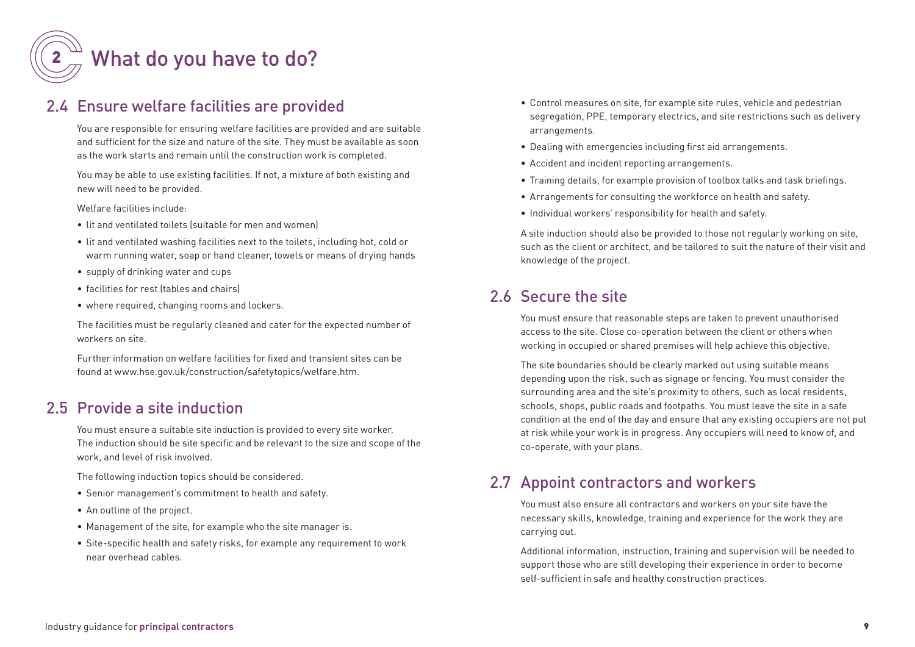# 2 What do you have to do?

## 2.4 Ensure welfare facilities are provided

You are responsible for ensuring welfare facilities are provided and are suitable and sufficient for the size and nature of the site. They must be available as soon as the work starts and remain until the construction work is completed.

You may be able to use existing facilities. If not, a mixture of both existing and new will need to be provided.

Welfare facilities include:

- lit and ventilated toilets (suitable for men and women)
- lit and ventilated washing facilities next to the toilets, including hot, cold or warm running water, soap or hand cleaner, towels or means of drying hands
- supply of drinking water and cups
- facilities for rest (tables and chairs)
- where required, changing rooms and lockers.

The facilities must be regularly cleaned and cater for the expected number of workers on site.

Further information on welfare facilities for fixed and transient sites can be found at www.hse.gov.uk/construction/safetytopics/welfare.htm.

## 2.5 Provide a site induction

You must ensure a suitable site induction is provided to every site worker. The induction should be site specific and be relevant to the size and scope of the work, and level of risk involved.

The following induction topics should be considered.

- Senior management's commitment to health and safety.
- An outline of the project.
- Management of the site, for example who the site manager is.
- Site-specific health and safety risks, for example any requirement to work near overhead cables.
- Control measures on site, for example site rules, vehicle and pedestrian segregation, PPE, temporary electrics, and site restrictions such as delivery arrangements.
- Dealing with emergencies including first aid arrangements.
- Accident and incident reporting arrangements.
- Training details, for example provision of toolbox talks and task briefings.
- Arrangements for consulting the workforce on health and safety.
- Individual workers' responsibility for health and safety.

A site induction should also be provided to those not regularly working on site, such as the client or architect, and be tailored to suit the nature of their visit and knowledge of the project.

## 2.6 Secure the site

You must ensure that reasonable steps are taken to prevent unauthorised access to the site. Close co-operation between the client or others when working in occupied or shared premises will help achieve this objective.

The site boundaries should be clearly marked out using suitable means depending upon the risk, such as signage or fencing. You must consider the surrounding area and the site's proximity to others, such as local residents, schools, shops, public roads and footpaths. You must leave the site in a safe condition at the end of the day and ensure that any existing occupiers are not put at risk while your work is in progress. Any occupiers will need to know of, and co-operate, with your plans.

## 2.7 Appoint contractors and workers

You must also ensure all contractors and workers on your site have the necessary skills, knowledge, training and experience for the work they are carrying out.

Additional information, instruction, training and supervision will be needed to support those who are still developing their experience in order to become self-sufficient in safe and healthy construction practices.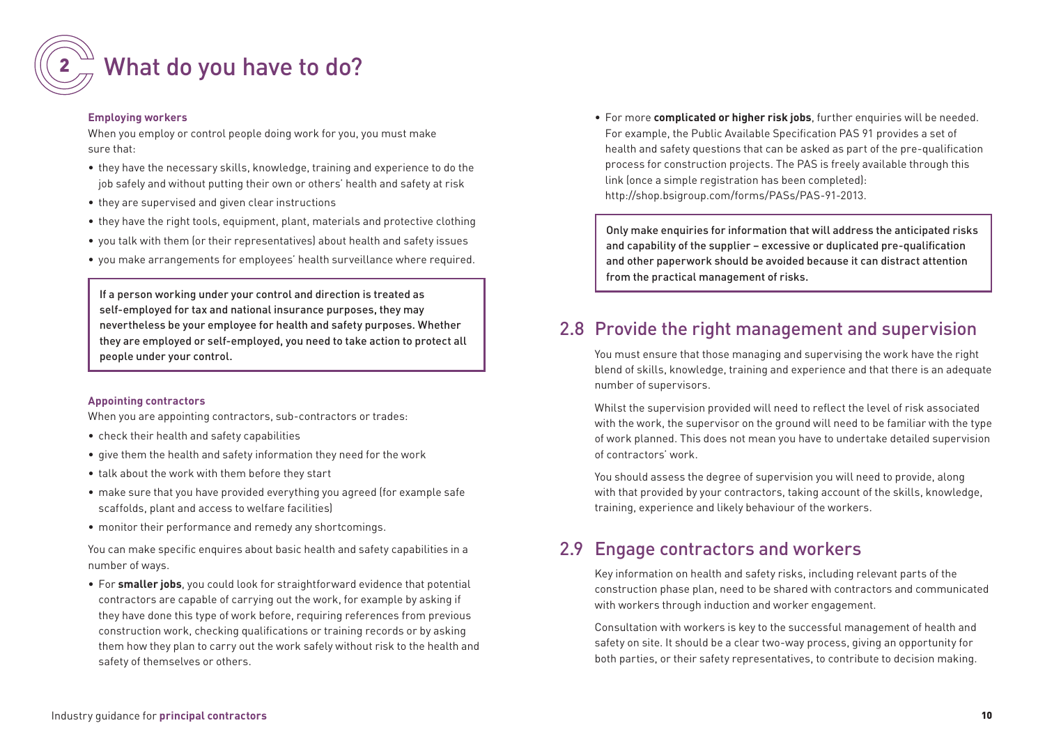# 2 What do you have to do?

**Employing workers**

When you employ or control people doing work for you, you must make sure that:

- they have the necessary skills, knowledge, training and experience to do the job safely and without putting their own or others' health and safety at risk
- they are supervised and given clear instructions
- they have the right tools, equipment, plant, materials and protective clothing
- you talk with them (or their representatives) about health and safety issues
- you make arrangements for employees' health surveillance where required.

> If a person working under your control and direction is treated as self-employed for tax and national insurance purposes, they may nevertheless be your employee for health and safety purposes. Whether they are employed or self-employed, you need to take action to protect all people under your control.

**Appointing contractors**

When you are appointing contractors, sub-contractors or trades:

- check their health and safety capabilities
- give them the health and safety information they need for the work
- talk about the work with them before they start
- make sure that you have provided everything you agreed (for example safe scaffolds, plant and access to welfare facilities)
- monitor their performance and remedy any shortcomings.

You can make specific enquires about basic health and safety capabilities in a number of ways.

- For **smaller jobs**, you could look for straightforward evidence that potential contractors are capable of carrying out the work, for example by asking if they have done this type of work before, requiring references from previous construction work, checking qualifications or training records or by asking them how they plan to carry out the work safely without risk to the health and safety of themselves or others.
- For more **complicated or higher risk jobs**, further enquiries will be needed. For example, the Public Available Specification PAS 91 provides a set of health and safety questions that can be asked as part of the pre-qualification process for construction projects. The PAS is freely available through this link (once a simple registration has been completed): http://shop.bsigroup.com/forms/PASs/PAS-91-2013.

> Only make enquiries for information that will address the anticipated risks and capability of the supplier – excessive or duplicated pre-qualification and other paperwork should be avoided because it can distract attention from the practical management of risks.

## 2.8 Provide the right management and supervision

You must ensure that those managing and supervising the work have the right blend of skills, knowledge, training and experience and that there is an adequate number of supervisors.

Whilst the supervision provided will need to reflect the level of risk associated with the work, the supervisor on the ground will need to be familiar with the type of work planned. This does not mean you have to undertake detailed supervision of contractors' work.

You should assess the degree of supervision you will need to provide, along with that provided by your contractors, taking account of the skills, knowledge, training, experience and likely behaviour of the workers.

## 2.9 Engage contractors and workers

Key information on health and safety risks, including relevant parts of the construction phase plan, need to be shared with contractors and communicated with workers through induction and worker engagement.

Consultation with workers is key to the successful management of health and safety on site. It should be a clear two-way process, giving an opportunity for both parties, or their safety representatives, to contribute to decision making.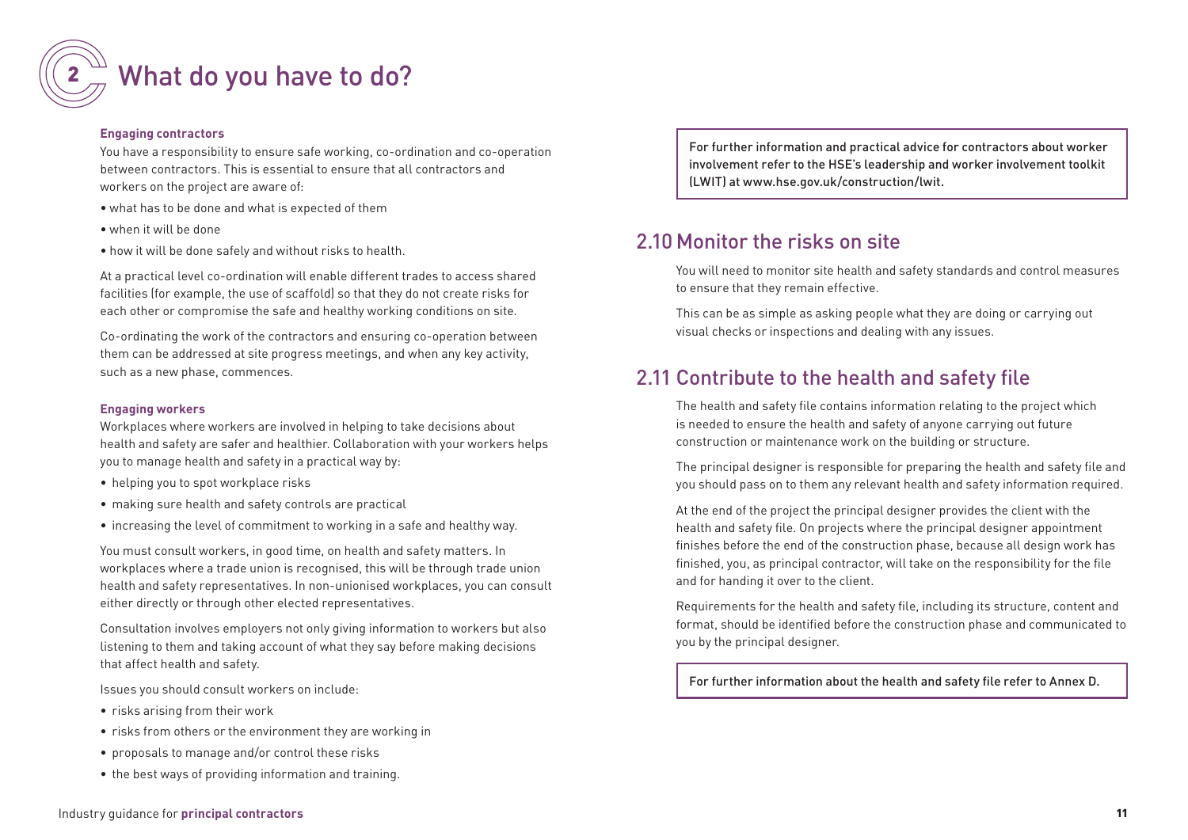# 2 What do you have to do?

**Engaging contractors**

You have a responsibility to ensure safe working, co-ordination and co-operation between contractors. This is essential to ensure that all contractors and workers on the project are aware of:

- what has to be done and what is expected of them
- when it will be done
- how it will be done safely and without risks to health.

At a practical level co-ordination will enable different trades to access shared facilities (for example, the use of scaffold) so that they do not create risks for each other or compromise the safe and healthy working conditions on site.

Co-ordinating the work of the contractors and ensuring co-operation between them can be addressed at site progress meetings, and when any key activity, such as a new phase, commences.

**Engaging workers**

Workplaces where workers are involved in helping to take decisions about health and safety are safer and healthier. Collaboration with your workers helps you to manage health and safety in a practical way by:

- helping you to spot workplace risks
- making sure health and safety controls are practical
- increasing the level of commitment to working in a safe and healthy way.

You must consult workers, in good time, on health and safety matters. In workplaces where a trade union is recognised, this will be through trade union health and safety representatives. In non-unionised workplaces, you can consult either directly or through other elected representatives.

Consultation involves employers not only giving information to workers but also listening to them and taking account of what they say before making decisions that affect health and safety.

Issues you should consult workers on include:

- risks arising from their work
- risks from others or the environment they are working in
- proposals to manage and/or control these risks
- the best ways of providing information and training.

For further information and practical advice for contractors about worker involvement refer to the HSE's leadership and worker involvement toolkit (LWIT) at www.hse.gov.uk/construction/lwit.

## 2.10 Monitor the risks on site

You will need to monitor site health and safety standards and control measures to ensure that they remain effective.

This can be as simple as asking people what they are doing or carrying out visual checks or inspections and dealing with any issues.

## 2.11 Contribute to the health and safety file

The health and safety file contains information relating to the project which is needed to ensure the health and safety of anyone carrying out future construction or maintenance work on the building or structure.

The principal designer is responsible for preparing the health and safety file and you should pass on to them any relevant health and safety information required.

At the end of the project the principal designer provides the client with the health and safety file. On projects where the principal designer appointment finishes before the end of the construction phase, because all design work has finished, you, as principal contractor, will take on the responsibility for the file and for handing it over to the client.

Requirements for the health and safety file, including its structure, content and format, should be identified before the construction phase and communicated to you by the principal designer.

For further information about the health and safety file refer to Annex D.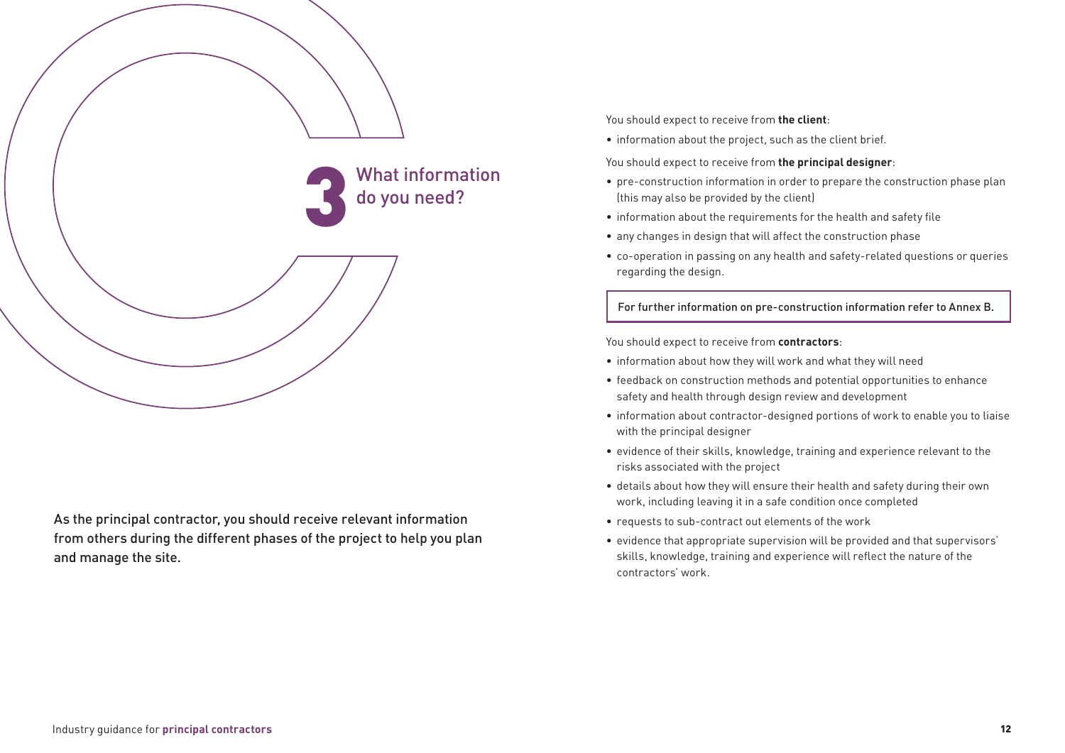# 3 What information do you need?

As the principal contractor, you should receive relevant information from others during the different phases of the project to help you plan and manage the site.

You should expect to receive from **the client**:

- information about the project, such as the client brief.

You should expect to receive from **the principal designer**:

- pre-construction information in order to prepare the construction phase plan (this may also be provided by the client)
- information about the requirements for the health and safety file
- any changes in design that will affect the construction phase
- co-operation in passing on any health and safety-related questions or queries regarding the design.

For further information on pre-construction information refer to Annex B.

You should expect to receive from **contractors**:

- information about how they will work and what they will need
- feedback on construction methods and potential opportunities to enhance safety and health through design review and development
- information about contractor-designed portions of work to enable you to liaise with the principal designer
- evidence of their skills, knowledge, training and experience relevant to the risks associated with the project
- details about how they will ensure their health and safety during their own work, including leaving it in a safe condition once completed
- requests to sub-contract out elements of the work
- evidence that appropriate supervision will be provided and that supervisors' skills, knowledge, training and experience will reflect the nature of the contractors' work.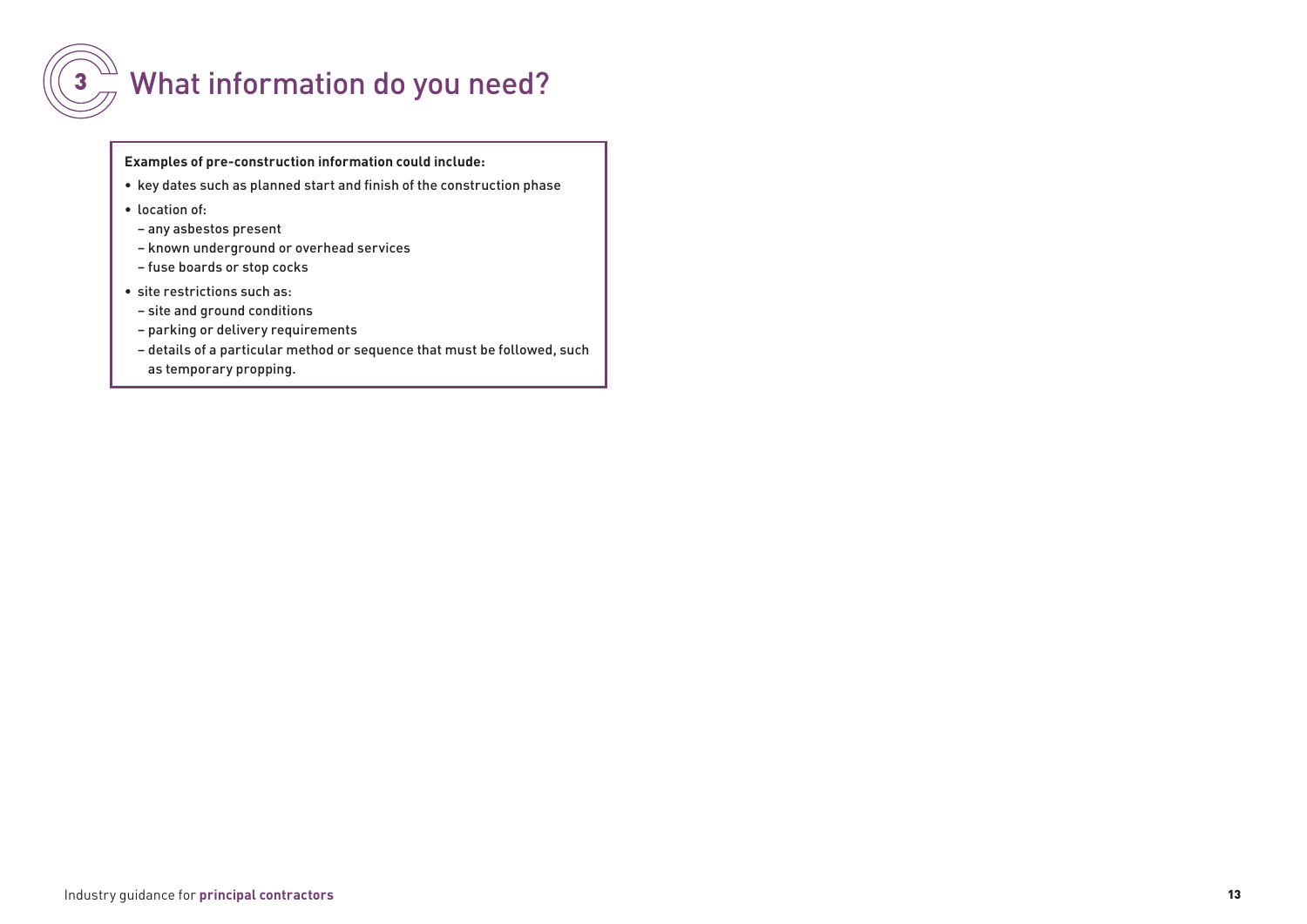# 3 What information do you need?

**Examples of pre-construction information could include:**

- key dates such as planned start and finish of the construction phase
- location of:
  - any asbestos present
  - known underground or overhead services
  - fuse boards or stop cocks
- site restrictions such as:
  - site and ground conditions
  - parking or delivery requirements
  - details of a particular method or sequence that must be followed, such as temporary propping.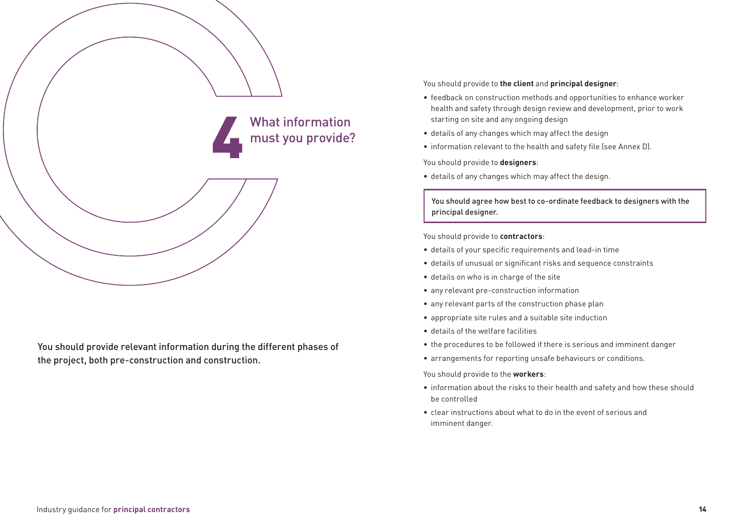# 4 What information must you provide?

You should provide relevant information during the different phases of the project, both pre-construction and construction.

You should provide to **the client** and **principal designer**:

- feedback on construction methods and opportunities to enhance worker health and safety through design review and development, prior to work starting on site and any ongoing design
- details of any changes which may affect the design
- information relevant to the health and safety file (see Annex D).

You should provide to **designers**:

- details of any changes which may affect the design.

> You should agree how best to co-ordinate feedback to designers with the principal designer.

You should provide to **contractors**:

- details of your specific requirements and lead-in time
- details of unusual or significant risks and sequence constraints
- details on who is in charge of the site
- any relevant pre-construction information
- any relevant parts of the construction phase plan
- appropriate site rules and a suitable site induction
- details of the welfare facilities
- the procedures to be followed if there is serious and imminent danger
- arrangements for reporting unsafe behaviours or conditions.

You should provide to the **workers**:

- information about the risks to their health and safety and how these should be controlled
- clear instructions about what to do in the event of serious and imminent danger.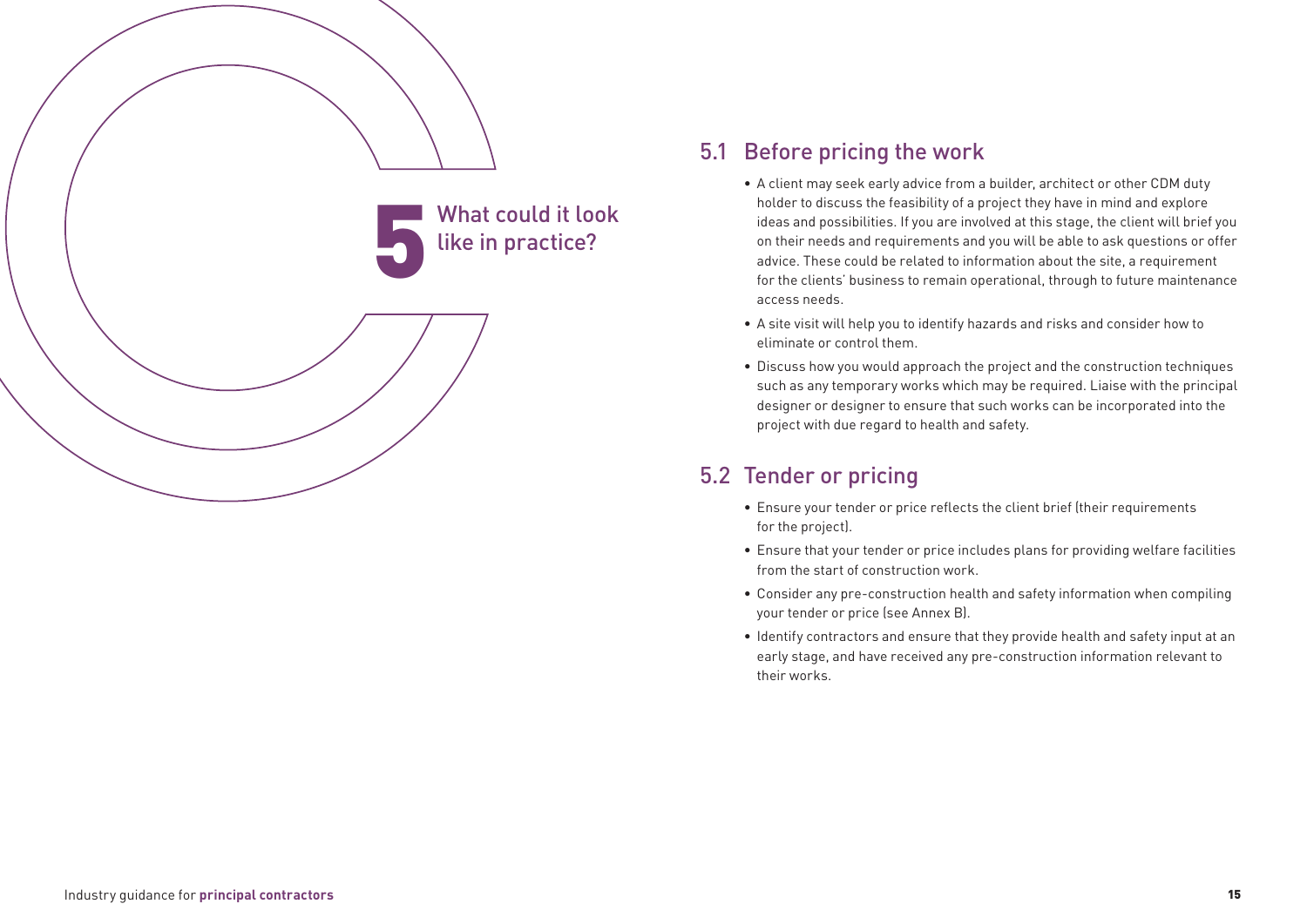# 5 What could it look like in practice?

## 5.1 Before pricing the work

- A client may seek early advice from a builder, architect or other CDM duty holder to discuss the feasibility of a project they have in mind and explore ideas and possibilities. If you are involved at this stage, the client will brief you on their needs and requirements and you will be able to ask questions or offer advice. These could be related to information about the site, a requirement for the clients' business to remain operational, through to future maintenance access needs.
- A site visit will help you to identify hazards and risks and consider how to eliminate or control them.
- Discuss how you would approach the project and the construction techniques such as any temporary works which may be required. Liaise with the principal designer or designer to ensure that such works can be incorporated into the project with due regard to health and safety.

## 5.2 Tender or pricing

- Ensure your tender or price reflects the client brief (their requirements for the project).
- Ensure that your tender or price includes plans for providing welfare facilities from the start of construction work.
- Consider any pre-construction health and safety information when compiling your tender or price (see Annex B).
- Identify contractors and ensure that they provide health and safety input at an early stage, and have received any pre-construction information relevant to their works.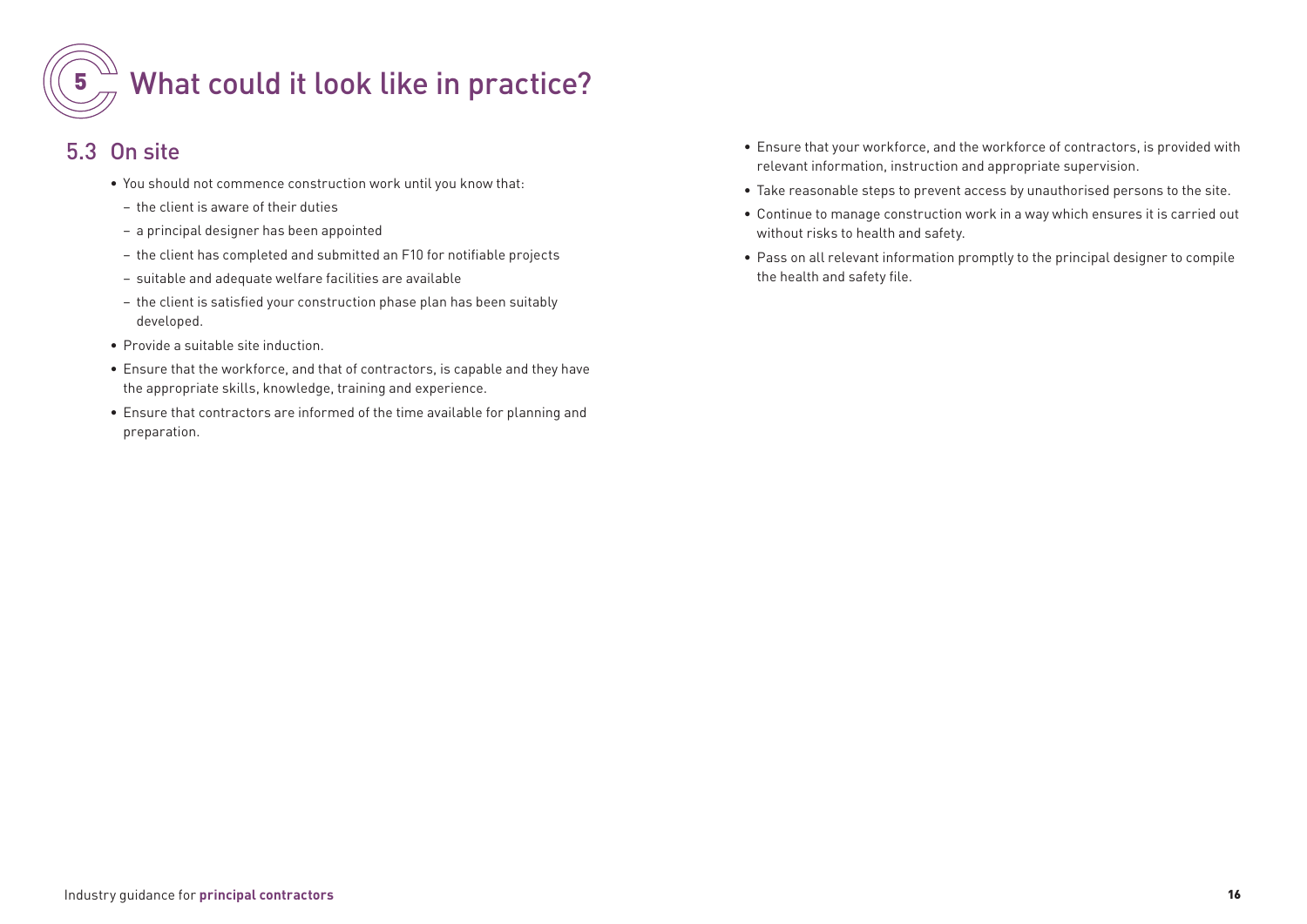# 5 What could it look like in practice?

## 5.3 On site

- You should not commence construction work until you know that:
  - the client is aware of their duties
  - a principal designer has been appointed
  - the client has completed and submitted an F10 for notifiable projects
  - suitable and adequate welfare facilities are available
  - the client is satisfied your construction phase plan has been suitably developed.
- Provide a suitable site induction.
- Ensure that the workforce, and that of contractors, is capable and they have the appropriate skills, knowledge, training and experience.
- Ensure that contractors are informed of the time available for planning and preparation.
- Ensure that your workforce, and the workforce of contractors, is provided with relevant information, instruction and appropriate supervision.
- Take reasonable steps to prevent access by unauthorised persons to the site.
- Continue to manage construction work in a way which ensures it is carried out without risks to health and safety.
- Pass on all relevant information promptly to the principal designer to compile the health and safety file.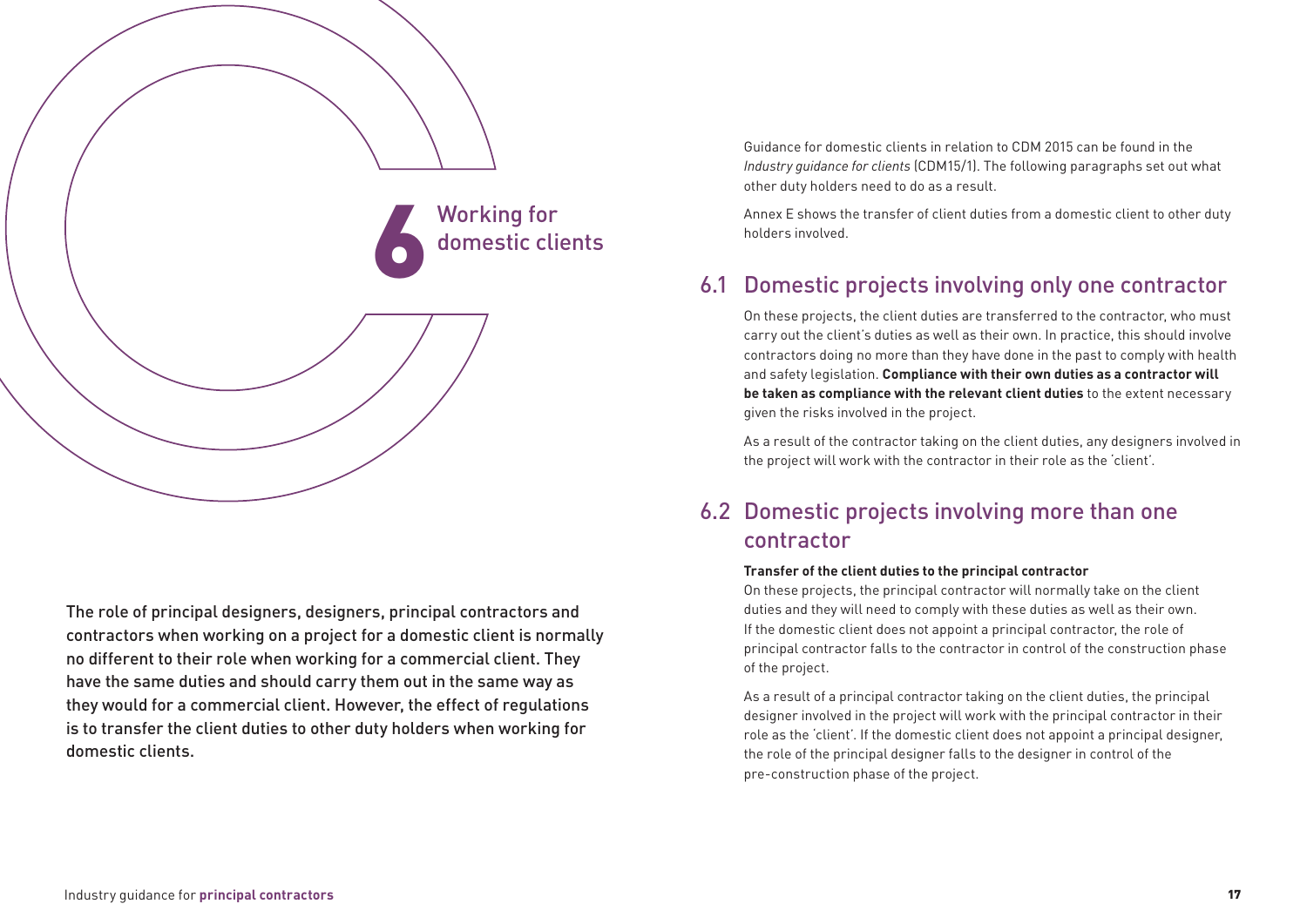# 6 Working for domestic clients

The role of principal designers, designers, principal contractors and contractors when working on a project for a domestic client is normally no different to their role when working for a commercial client. They have the same duties and should carry them out in the same way as they would for a commercial client. However, the effect of regulations is to transfer the client duties to other duty holders when working for domestic clients.

Guidance for domestic clients in relation to CDM 2015 can be found in the *Industry guidance for clients* (CDM15/1). The following paragraphs set out what other duty holders need to do as a result.

Annex E shows the transfer of client duties from a domestic client to other duty holders involved.

## 6.1 Domestic projects involving only one contractor

On these projects, the client duties are transferred to the contractor, who must carry out the client's duties as well as their own. In practice, this should involve contractors doing no more than they have done in the past to comply with health and safety legislation. **Compliance with their own duties as a contractor will be taken as compliance with the relevant client duties** to the extent necessary given the risks involved in the project.

As a result of the contractor taking on the client duties, any designers involved in the project will work with the contractor in their role as the 'client'.

## 6.2 Domestic projects involving more than one contractor

**Transfer of the client duties to the principal contractor**

On these projects, the principal contractor will normally take on the client duties and they will need to comply with these duties as well as their own. If the domestic client does not appoint a principal contractor, the role of principal contractor falls to the contractor in control of the construction phase of the project.

As a result of a principal contractor taking on the client duties, the principal designer involved in the project will work with the principal contractor in their role as the 'client'. If the domestic client does not appoint a principal designer, the role of the principal designer falls to the designer in control of the pre-construction phase of the project.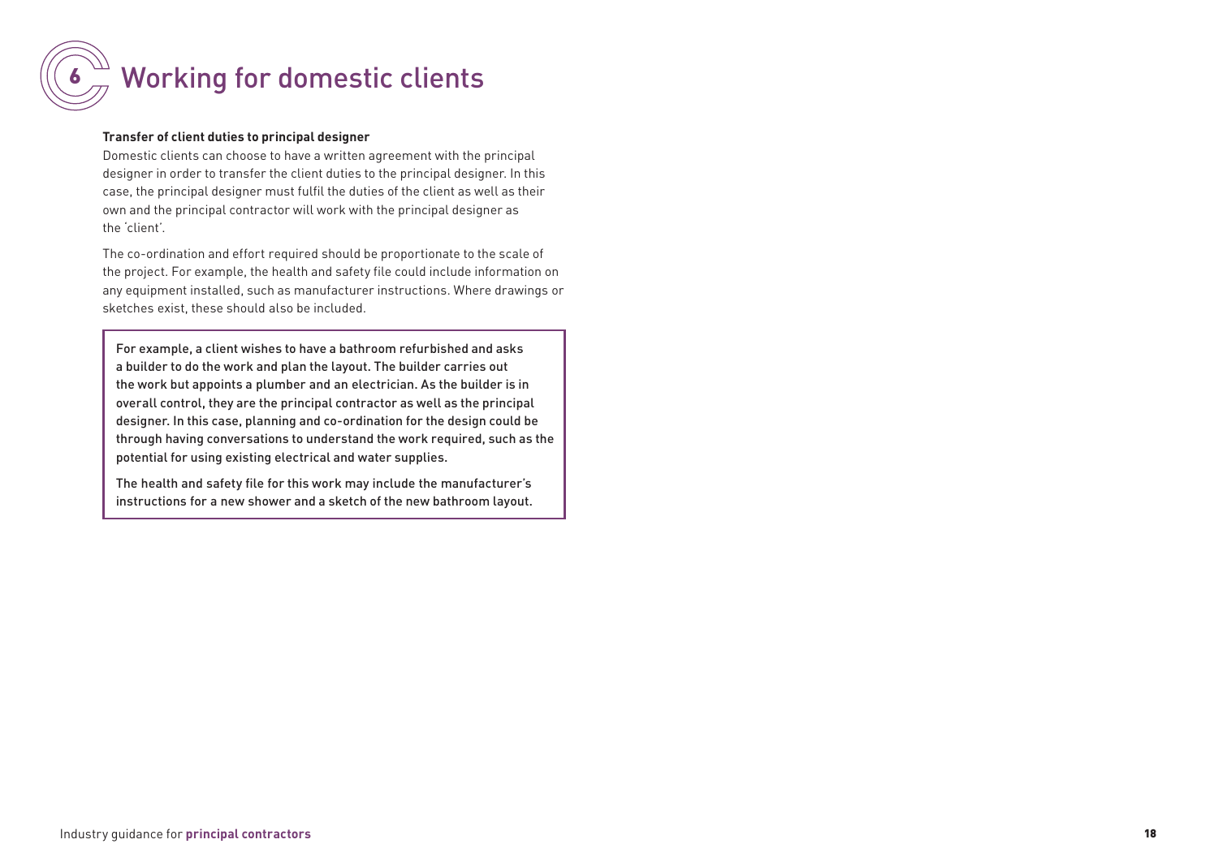# 6 Working for domestic clients

**Transfer of client duties to principal designer**

Domestic clients can choose to have a written agreement with the principal designer in order to transfer the client duties to the principal designer. In this case, the principal designer must fulfil the duties of the client as well as their own and the principal contractor will work with the principal designer as the 'client'.

The co-ordination and effort required should be proportionate to the scale of the project. For example, the health and safety file could include information on any equipment installed, such as manufacturer instructions. Where drawings or sketches exist, these should also be included.

> For example, a client wishes to have a bathroom refurbished and asks a builder to do the work and plan the layout. The builder carries out the work but appoints a plumber and an electrician. As the builder is in overall control, they are the principal contractor as well as the principal designer. In this case, planning and co-ordination for the design could be through having conversations to understand the work required, such as the potential for using existing electrical and water supplies.
>
> The health and safety file for this work may include the manufacturer's instructions for a new shower and a sketch of the new bathroom layout.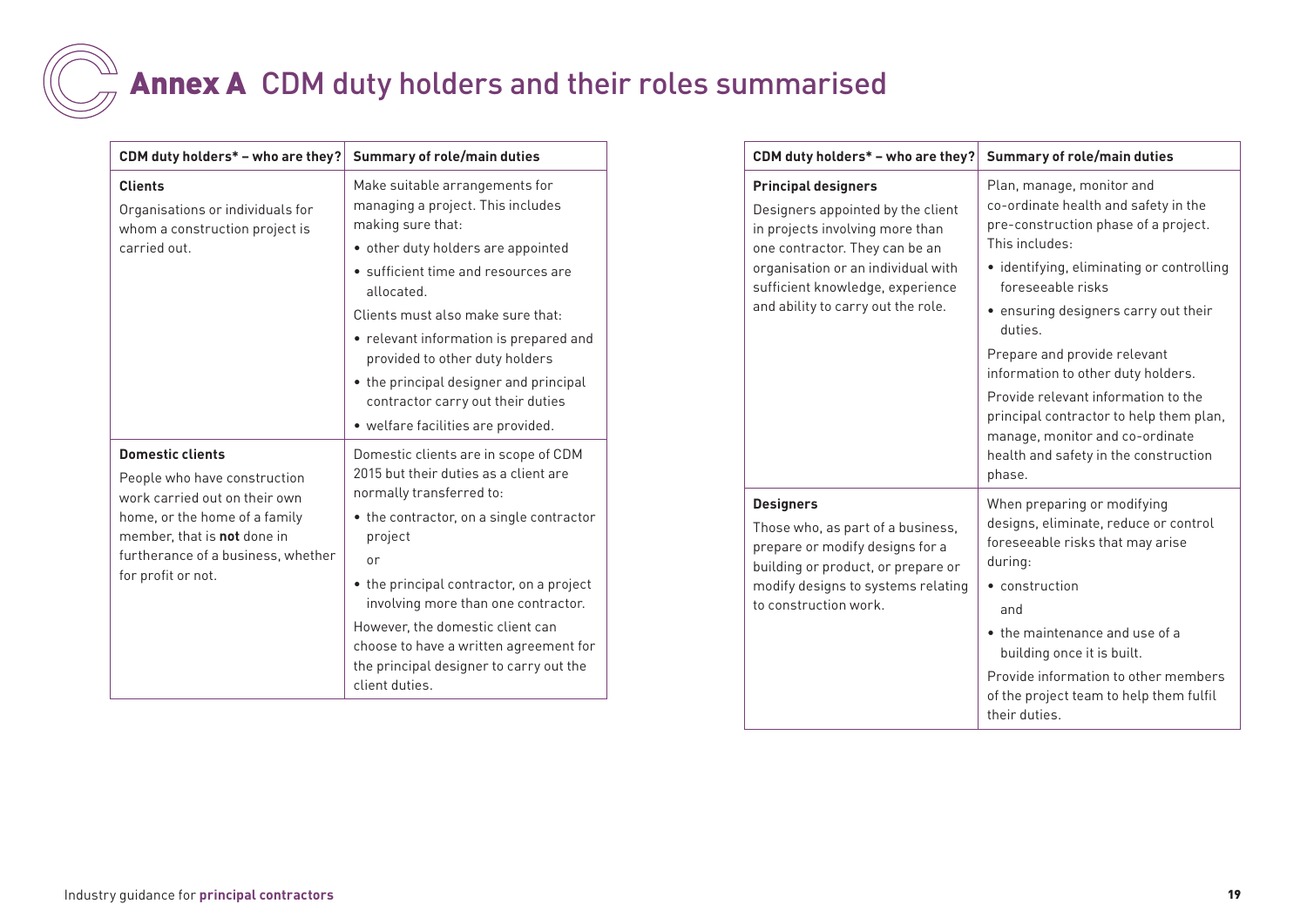# Annex A CDM duty holders and their roles summarised

| CDM duty holders* – who are they? | Summary of role/main duties |
|---|---|
| **Clients**<br>Organisations or individuals for whom a construction project is carried out. | Make suitable arrangements for managing a project. This includes making sure that:<br>• other duty holders are appointed<br>• sufficient time and resources are allocated.<br>Clients must also make sure that:<br>• relevant information is prepared and provided to other duty holders<br>• the principal designer and principal contractor carry out their duties<br>• welfare facilities are provided. |
| **Domestic clients**<br>People who have construction work carried out on their own home, or the home of a family member, that is **not** done in furtherance of a business, whether for profit or not. | Domestic clients are in scope of CDM 2015 but their duties as a client are normally transferred to:<br>• the contractor, on a single contractor project<br>or<br>• the principal contractor, on a project involving more than one contractor.<br>However, the domestic client can choose to have a written agreement for the principal designer to carry out the client duties. |
| **Principal designers**<br>Designers appointed by the client in projects involving more than one contractor. They can be an organisation or an individual with sufficient knowledge, experience and ability to carry out the role. | Plan, manage, monitor and co-ordinate health and safety in the pre-construction phase of a project. This includes:<br>• identifying, eliminating or controlling foreseeable risks<br>• ensuring designers carry out their duties.<br>Prepare and provide relevant information to other duty holders.<br>Provide relevant information to the principal contractor to help them plan, manage, monitor and co-ordinate health and safety in the construction phase. |
| **Designers**<br>Those who, as part of a business, prepare or modify designs for a building or product, or prepare or modify designs to systems relating to construction work. | When preparing or modifying designs, eliminate, reduce or control foreseeable risks that may arise during:<br>• construction<br>and<br>• the maintenance and use of a building once it is built.<br>Provide information to other members of the project team to help them fulfil their duties. |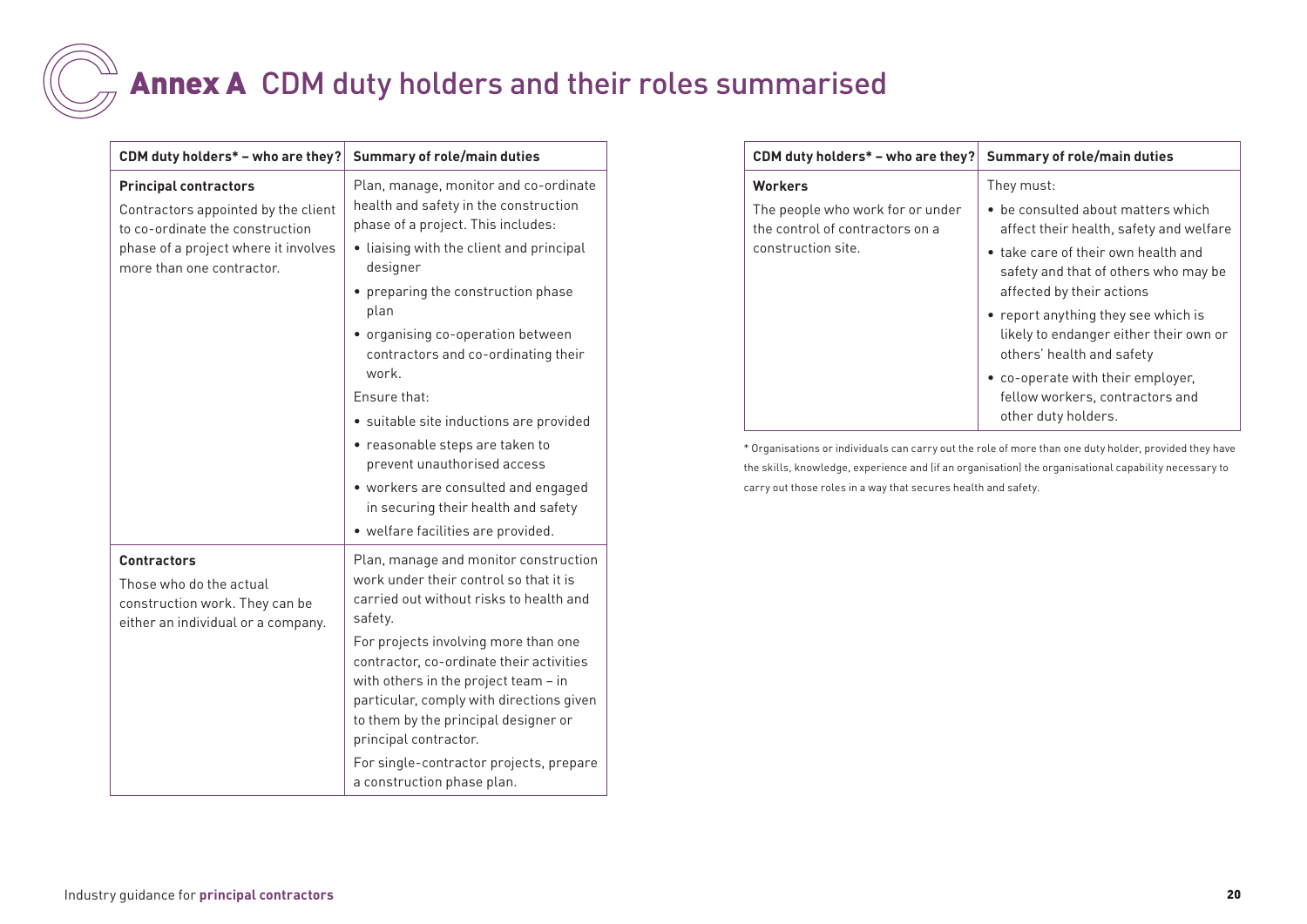# Annex A CDM duty holders and their roles summarised

| CDM duty holders* – who are they? | Summary of role/main duties |
|---|---|
| **Principal contractors**<br>Contractors appointed by the client to co-ordinate the construction phase of a project where it involves more than one contractor. | Plan, manage, monitor and co-ordinate health and safety in the construction phase of a project. This includes:<br>• liaising with the client and principal designer<br>• preparing the construction phase plan<br>• organising co-operation between contractors and co-ordinating their work.<br>Ensure that:<br>• suitable site inductions are provided<br>• reasonable steps are taken to prevent unauthorised access<br>• workers are consulted and engaged in securing their health and safety<br>• welfare facilities are provided. |
| **Contractors**<br>Those who do the actual construction work. They can be either an individual or a company. | Plan, manage and monitor construction work under their control so that it is carried out without risks to health and safety.<br>For projects involving more than one contractor, co-ordinate their activities with others in the project team – in particular, comply with directions given to them by the principal designer or principal contractor.<br>For single-contractor projects, prepare a construction phase plan. |
| **Workers**<br>The people who work for or under the control of contractors on a construction site. | They must:<br>• be consulted about matters which affect their health, safety and welfare<br>• take care of their own health and safety and that of others who may be affected by their actions<br>• report anything they see which is likely to endanger either their own or others' health and safety<br>• co-operate with their employer, fellow workers, contractors and other duty holders. |

* Organisations or individuals can carry out the role of more than one duty holder, provided they have the skills, knowledge, experience and (if an organisation) the organisational capability necessary to carry out those roles in a way that secures health and safety.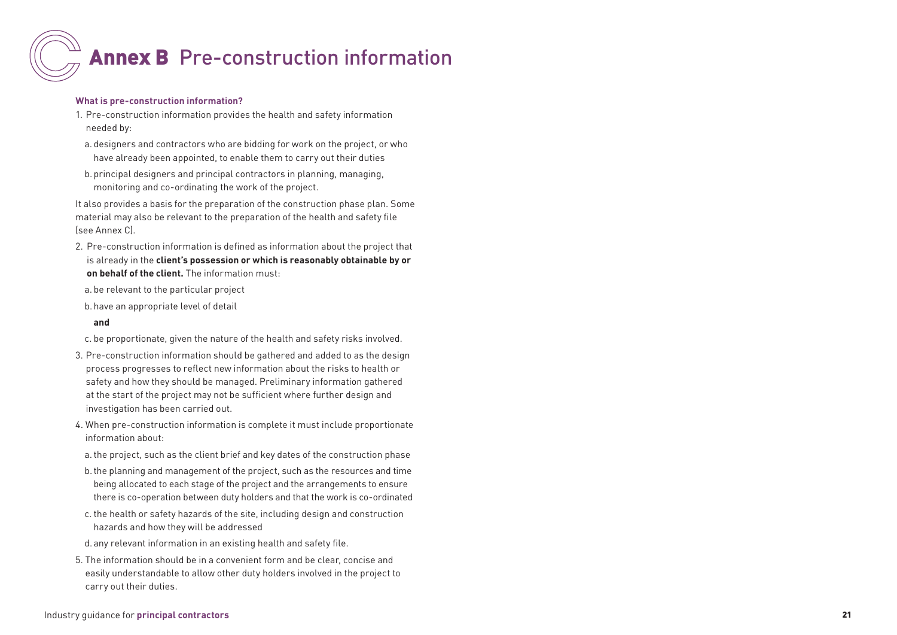# Annex B Pre-construction information

**What is pre-construction information?**

1. Pre-construction information provides the health and safety information needed by:

   a. designers and contractors who are bidding for work on the project, or who have already been appointed, to enable them to carry out their duties

   b. principal designers and principal contractors in planning, managing, monitoring and co-ordinating the work of the project.

It also provides a basis for the preparation of the construction phase plan. Some material may also be relevant to the preparation of the health and safety file (see Annex C).

2. Pre-construction information is defined as information about the project that is already in the **client's possession or which is reasonably obtainable by or on behalf of the client.** The information must:

   a. be relevant to the particular project

   b. have an appropriate level of detail

   **and**

   c. be proportionate, given the nature of the health and safety risks involved.

3. Pre-construction information should be gathered and added to as the design process progresses to reflect new information about the risks to health or safety and how they should be managed. Preliminary information gathered at the start of the project may not be sufficient where further design and investigation has been carried out.

4. When pre-construction information is complete it must include proportionate information about:

   a. the project, such as the client brief and key dates of the construction phase

   b. the planning and management of the project, such as the resources and time being allocated to each stage of the project and the arrangements to ensure there is co-operation between duty holders and that the work is co-ordinated

   c. the health or safety hazards of the site, including design and construction hazards and how they will be addressed

   d. any relevant information in an existing health and safety file.

5. The information should be in a convenient form and be clear, concise and easily understandable to allow other duty holders involved in the project to carry out their duties.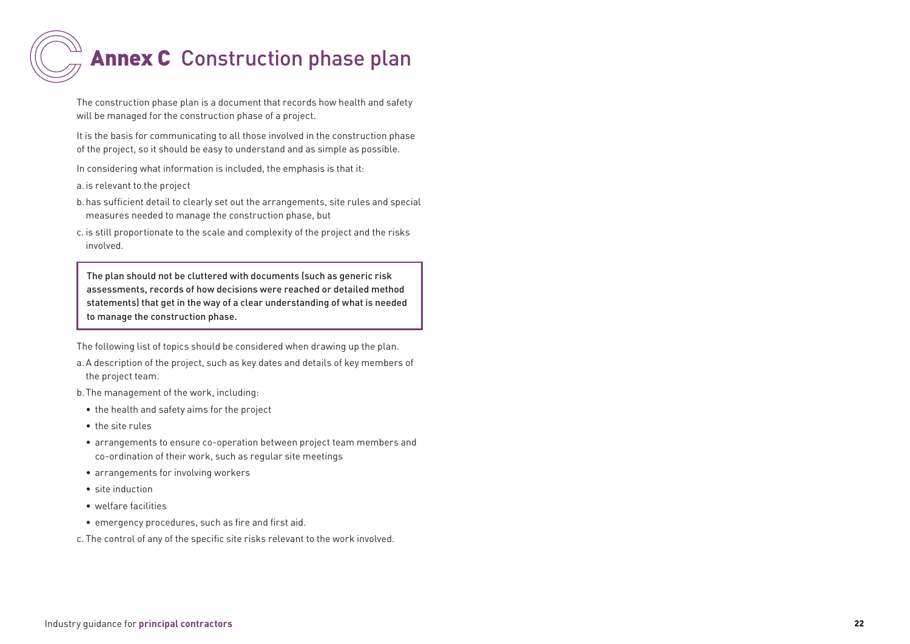# **Annex C** Construction phase plan

The construction phase plan is a document that records how health and safety will be managed for the construction phase of a project.

It is the basis for communicating to all those involved in the construction phase of the project, so it should be easy to understand and as simple as possible.

In considering what information is included, the emphasis is that it:

a. is relevant to the project

b. has sufficient detail to clearly set out the arrangements, site rules and special measures needed to manage the construction phase, but

c. is still proportionate to the scale and complexity of the project and the risks involved.

> The plan should not be cluttered with documents (such as generic risk assessments, records of how decisions were reached or detailed method statements) that get in the way of a clear understanding of what is needed to manage the construction phase.

The following list of topics should be considered when drawing up the plan.

a. A description of the project, such as key dates and details of key members of the project team.

b. The management of the work, including:

- the health and safety aims for the project
- the site rules
- arrangements to ensure co-operation between project team members and co-ordination of their work, such as regular site meetings
- arrangements for involving workers
- site induction
- welfare facilities
- emergency procedures, such as fire and first aid.

c. The control of any of the specific site risks relevant to the work involved.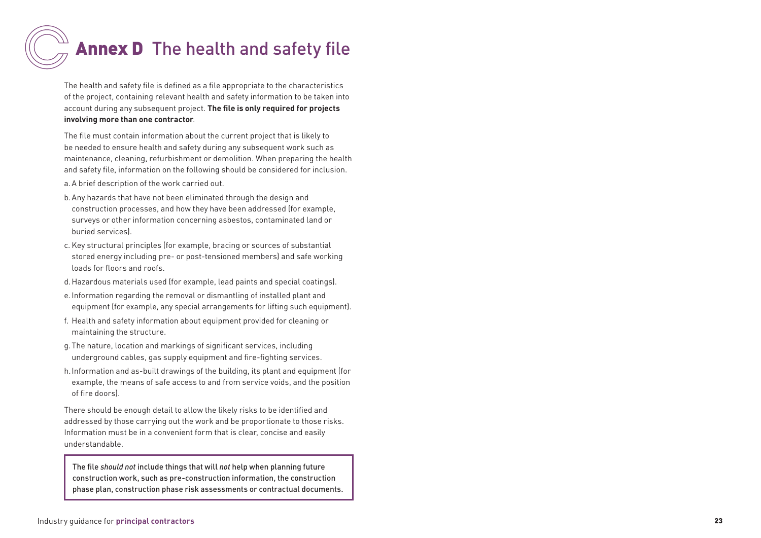# **Annex D** The health and safety file

The health and safety file is defined as a file appropriate to the characteristics of the project, containing relevant health and safety information to be taken into account during any subsequent project. **The file is only required for projects involving more than one contractor**.

The file must contain information about the current project that is likely to be needed to ensure health and safety during any subsequent work such as maintenance, cleaning, refurbishment or demolition. When preparing the health and safety file, information on the following should be considered for inclusion.

a. A brief description of the work carried out.

b. Any hazards that have not been eliminated through the design and construction processes, and how they have been addressed (for example, surveys or other information concerning asbestos, contaminated land or buried services).

c. Key structural principles (for example, bracing or sources of substantial stored energy including pre- or post-tensioned members) and safe working loads for floors and roofs.

d. Hazardous materials used (for example, lead paints and special coatings).

e. Information regarding the removal or dismantling of installed plant and equipment (for example, any special arrangements for lifting such equipment).

f. Health and safety information about equipment provided for cleaning or maintaining the structure.

g. The nature, location and markings of significant services, including underground cables, gas supply equipment and fire-fighting services.

h. Information and as-built drawings of the building, its plant and equipment (for example, the means of safe access to and from service voids, and the position of fire doors).

There should be enough detail to allow the likely risks to be identified and addressed by those carrying out the work and be proportionate to those risks. Information must be in a convenient form that is clear, concise and easily understandable.

> The file *should not* include things that will *not* help when planning future construction work, such as pre-construction information, the construction phase plan, construction phase risk assessments or contractual documents.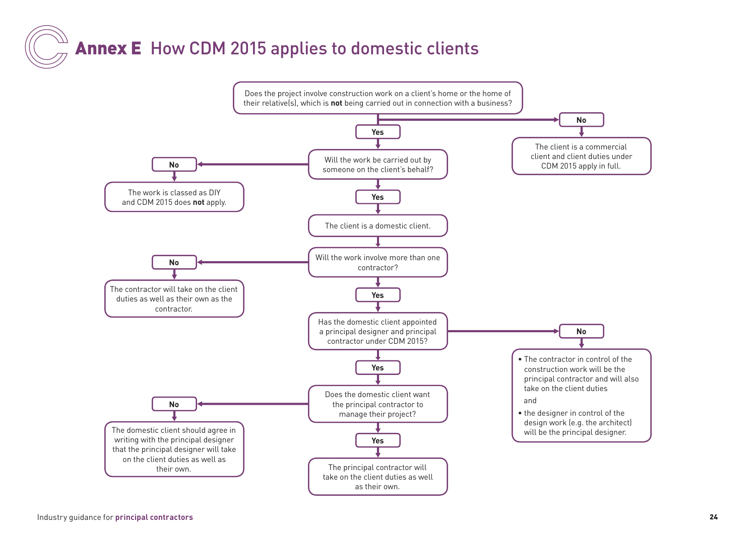# Annex E How CDM 2015 applies to domestic clients

Does the project involve construction work on a client's home or the home of their relative(s), which is **not** being carried out in connection with a business?

- **No** → The client is a commercial client and client duties under CDM 2015 apply in full.
- **Yes** → Will the work be carried out by someone on the client's behalf?
  - **No** → The work is classed as DIY and CDM 2015 does **not** apply.
  - **Yes** → The client is a domestic client.

Will the work involve more than one contractor?

- **No** → The contractor will take on the client duties as well as their own as the contractor.
- **Yes** → Has the domestic client appointed a principal designer and principal contractor under CDM 2015?
  - **No** →
    - The contractor in control of the construction work will be the principal contractor and will also take on the client duties

      and

    - the designer in control of the design work (e.g. the architect) will be the principal designer.
  - **Yes** → Does the domestic client want the principal contractor to manage their project?
    - **No** → The domestic client should agree in writing with the principal designer that the principal designer will take on the client duties as well as their own.
    - **Yes** → The principal contractor will take on the client duties as well as their own.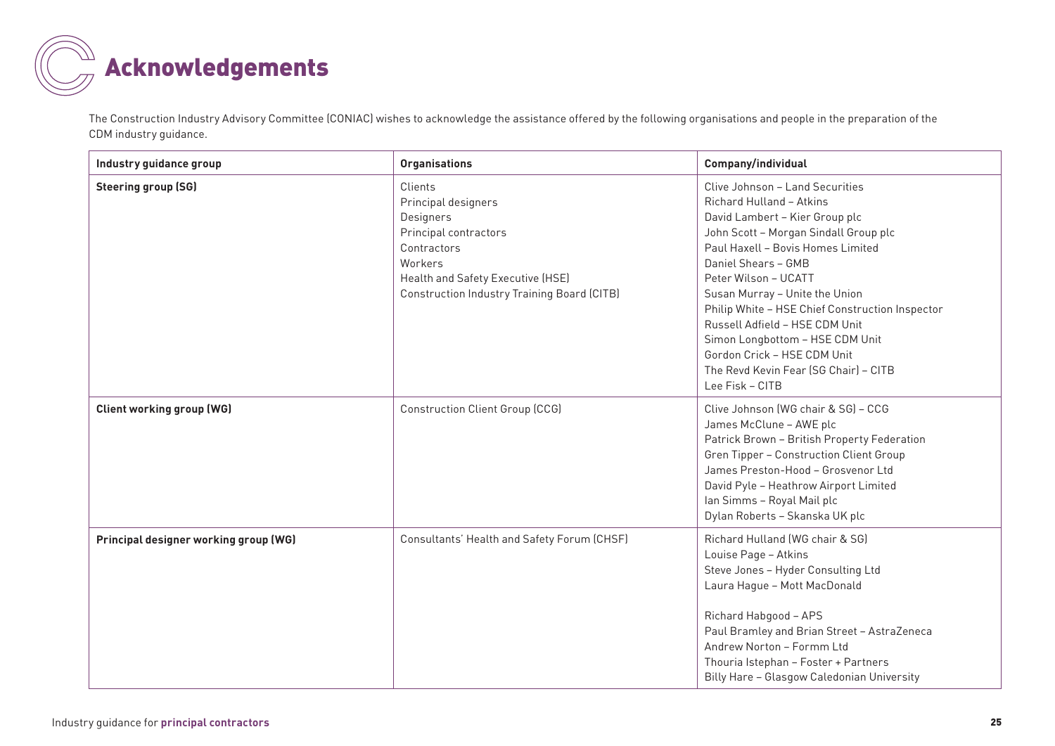# Acknowledgements

The Construction Industry Advisory Committee (CONIAC) wishes to acknowledge the assistance offered by the following organisations and people in the preparation of the CDM industry guidance.

| Industry guidance group | Organisations | Company/individual |
|---|---|---|
| **Steering group (SG)** | Clients<br>Principal designers<br>Designers<br>Principal contractors<br>Contractors<br>Workers<br>Health and Safety Executive (HSE)<br>Construction Industry Training Board (CITB) | Clive Johnson – Land Securities<br>Richard Hulland – Atkins<br>David Lambert – Kier Group plc<br>John Scott – Morgan Sindall Group plc<br>Paul Haxell – Bovis Homes Limited<br>Daniel Shears – GMB<br>Peter Wilson – UCATT<br>Susan Murray – Unite the Union<br>Philip White – HSE Chief Construction Inspector<br>Russell Adfield – HSE CDM Unit<br>Simon Longbottom – HSE CDM Unit<br>Gordon Crick – HSE CDM Unit<br>The Revd Kevin Fear (SG Chair) – CITB<br>Lee Fisk – CITB |
| **Client working group (WG)** | Construction Client Group (CCG) | Clive Johnson (WG chair & SG) – CCG<br>James McClune – AWE plc<br>Patrick Brown – British Property Federation<br>Gren Tipper – Construction Client Group<br>James Preston-Hood – Grosvenor Ltd<br>David Pyle – Heathrow Airport Limited<br>Ian Simms – Royal Mail plc<br>Dylan Roberts – Skanska UK plc |
| **Principal designer working group (WG)** | Consultants' Health and Safety Forum (CHSF) | Richard Hulland (WG chair & SG)<br>Louise Page – Atkins<br>Steve Jones – Hyder Consulting Ltd<br>Laura Hague – Mott MacDonald<br><br>Richard Habgood – APS<br>Paul Bramley and Brian Street – AstraZeneca<br>Andrew Norton – Formm Ltd<br>Thouria Istephan – Foster + Partners<br>Billy Hare – Glasgow Caledonian University |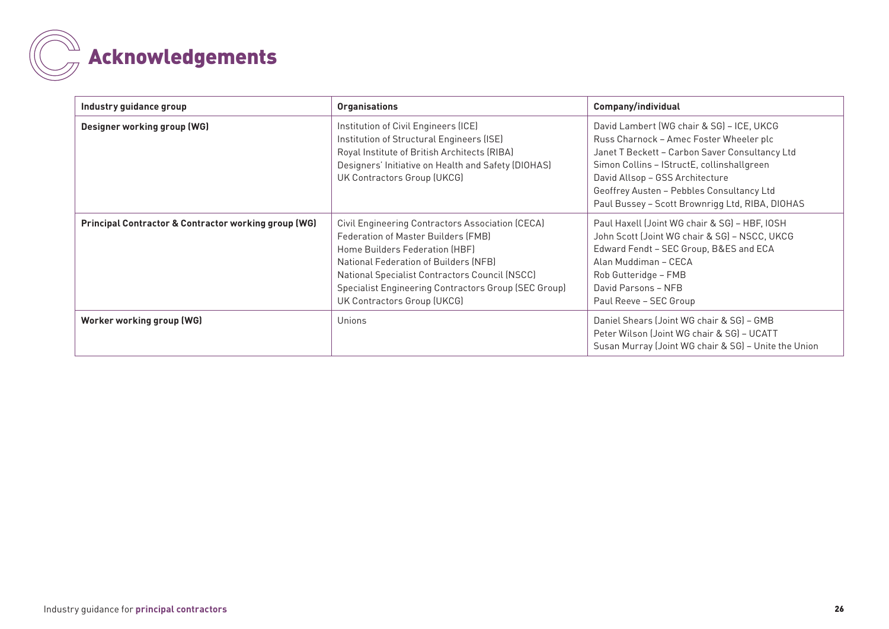# Acknowledgements

| Industry guidance group | Organisations | Company/individual |
|---|---|---|
| **Designer working group (WG)** | Institution of Civil Engineers (ICE)<br>Institution of Structural Engineers (ISE)<br>Royal Institute of British Architects (RIBA)<br>Designers' Initiative on Health and Safety (DIOHAS)<br>UK Contractors Group (UKCG) | David Lambert (WG chair & SG) – ICE, UKCG<br>Russ Charnock – Amec Foster Wheeler plc<br>Janet T Beckett – Carbon Saver Consultancy Ltd<br>Simon Collins – IStructE, collinshallgreen<br>David Allsop – GSS Architecture<br>Geoffrey Austen – Pebbles Consultancy Ltd<br>Paul Bussey – Scott Brownrigg Ltd, RIBA, DIOHAS |
| **Principal Contractor & Contractor working group (WG)** | Civil Engineering Contractors Association (CECA)<br>Federation of Master Builders (FMB)<br>Home Builders Federation (HBF)<br>National Federation of Builders (NFB)<br>National Specialist Contractors Council (NSCC)<br>Specialist Engineering Contractors Group (SEC Group)<br>UK Contractors Group (UKCG) | Paul Haxell (Joint WG chair & SG) – HBF, IOSH<br>John Scott (Joint WG chair & SG) – NSCC, UKCG<br>Edward Fendt – SEC Group, B&ES and ECA<br>Alan Muddiman – CECA<br>Rob Gutteridge – FMB<br>David Parsons – NFB<br>Paul Reeve – SEC Group |
| **Worker working group (WG)** | Unions | Daniel Shears (Joint WG chair & SG) – GMB<br>Peter Wilson (Joint WG chair & SG) – UCATT<br>Susan Murray (Joint WG chair & SG) – Unite the Union |